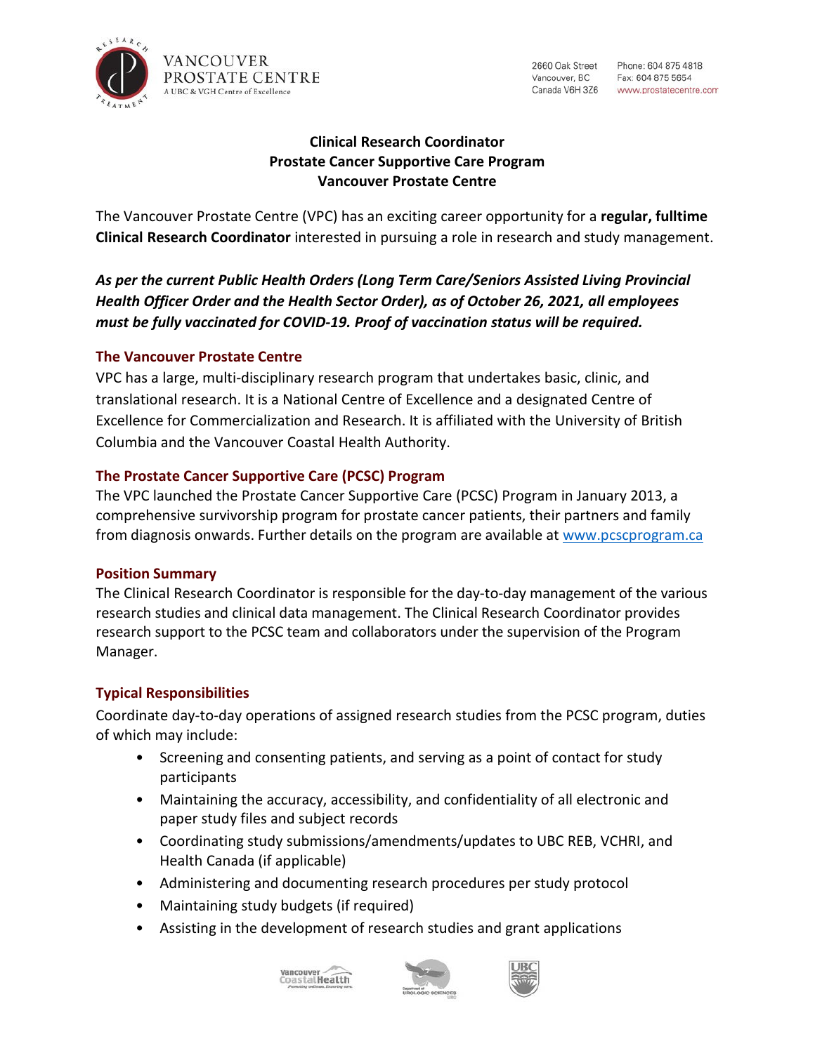VANCOUVER PROSTATE CENTRE
A UBC & VGH Centre of Excellence

2660 Oak Street
Vancouver, BC
Canada V6H 3Z6

Phone: 604 875 4818
Fax: 604 875 5654
www.prostatecentre.com

# Clinical Research Coordinator
# Prostate Cancer Supportive Care Program
# Vancouver Prostate Centre

The Vancouver Prostate Centre (VPC) has an exciting career opportunity for a **regular, fulltime Clinical Research Coordinator** interested in pursuing a role in research and study management.

***As per the current Public Health Orders (Long Term Care/Seniors Assisted Living Provincial Health Officer Order and the Health Sector Order), as of October 26, 2021, all employees must be fully vaccinated for COVID-19. Proof of vaccination status will be required.***

## The Vancouver Prostate Centre

VPC has a large, multi-disciplinary research program that undertakes basic, clinic, and translational research. It is a National Centre of Excellence and a designated Centre of Excellence for Commercialization and Research. It is affiliated with the University of British Columbia and the Vancouver Coastal Health Authority.

## The Prostate Cancer Supportive Care (PCSC) Program

The VPC launched the Prostate Cancer Supportive Care (PCSC) Program in January 2013, a comprehensive survivorship program for prostate cancer patients, their partners and family from diagnosis onwards. Further details on the program are available at www.pcscprogram.ca

## Position Summary

The Clinical Research Coordinator is responsible for the day-to-day management of the various research studies and clinical data management. The Clinical Research Coordinator provides research support to the PCSC team and collaborators under the supervision of the Program Manager.

## Typical Responsibilities

Coordinate day-to-day operations of assigned research studies from the PCSC program, duties of which may include:

- Screening and consenting patients, and serving as a point of contact for study participants
- Maintaining the accuracy, accessibility, and confidentiality of all electronic and paper study files and subject records
- Coordinating study submissions/amendments/updates to UBC REB, VCHRI, and Health Canada (if applicable)
- Administering and documenting research procedures per study protocol
- Maintaining study budgets (if required)
- Assisting in the development of research studies and grant applications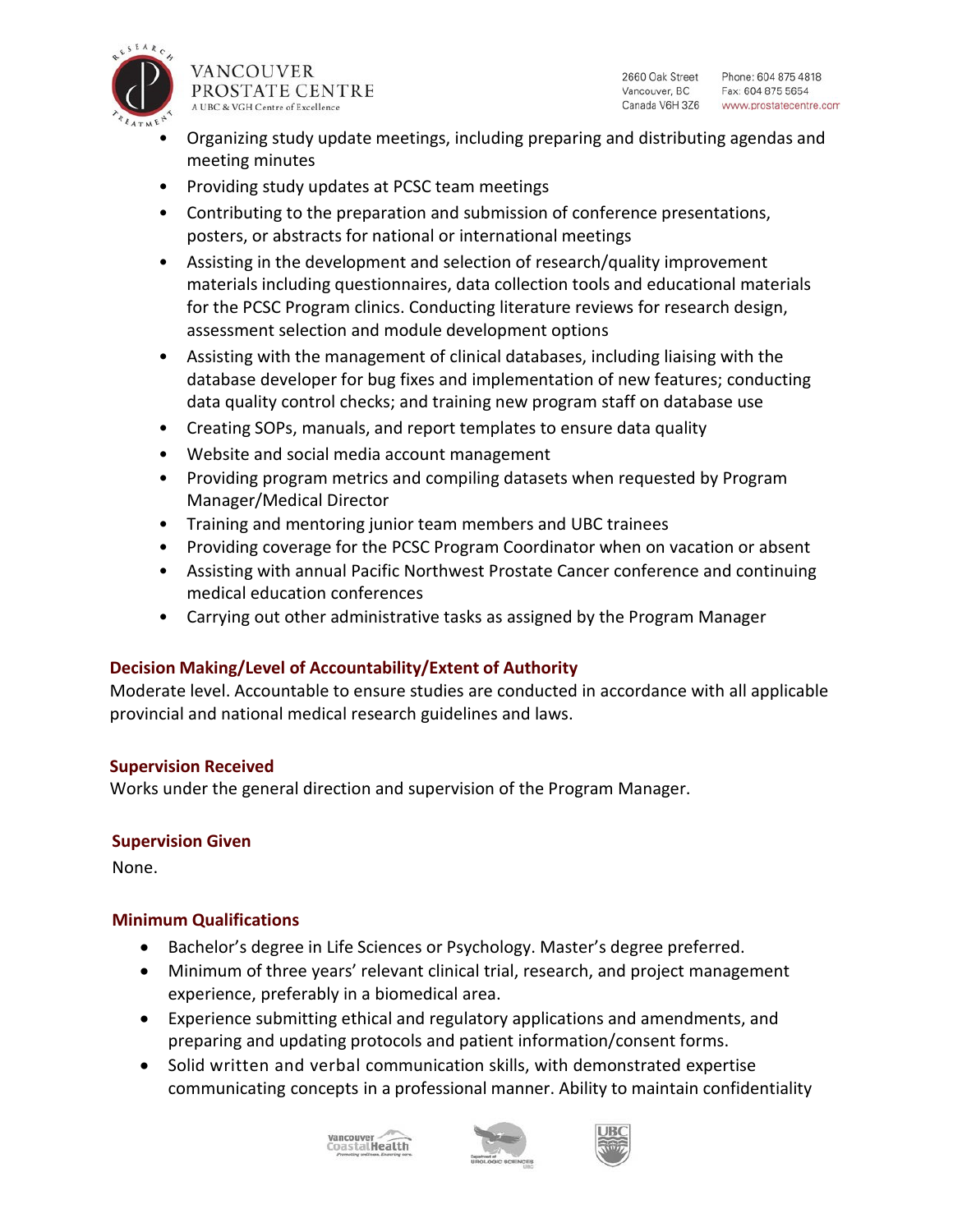- Organizing study update meetings, including preparing and distributing agendas and meeting minutes
- Providing study updates at PCSC team meetings
- Contributing to the preparation and submission of conference presentations, posters, or abstracts for national or international meetings
- Assisting in the development and selection of research/quality improvement materials including questionnaires, data collection tools and educational materials for the PCSC Program clinics. Conducting literature reviews for research design, assessment selection and module development options
- Assisting with the management of clinical databases, including liaising with the database developer for bug fixes and implementation of new features; conducting data quality control checks; and training new program staff on database use
- Creating SOPs, manuals, and report templates to ensure data quality
- Website and social media account management
- Providing program metrics and compiling datasets when requested by Program Manager/Medical Director
- Training and mentoring junior team members and UBC trainees
- Providing coverage for the PCSC Program Coordinator when on vacation or absent
- Assisting with annual Pacific Northwest Prostate Cancer conference and continuing medical education conferences
- Carrying out other administrative tasks as assigned by the Program Manager

### Decision Making/Level of Accountability/Extent of Authority

Moderate level. Accountable to ensure studies are conducted in accordance with all applicable provincial and national medical research guidelines and laws.

### Supervision Received

Works under the general direction and supervision of the Program Manager.

### Supervision Given

None.

### Minimum Qualifications

- Bachelor's degree in Life Sciences or Psychology. Master's degree preferred.
- Minimum of three years' relevant clinical trial, research, and project management experience, preferably in a biomedical area.
- Experience submitting ethical and regulatory applications and amendments, and preparing and updating protocols and patient information/consent forms.
- Solid written and verbal communication skills, with demonstrated expertise communicating concepts in a professional manner. Ability to maintain confidentiality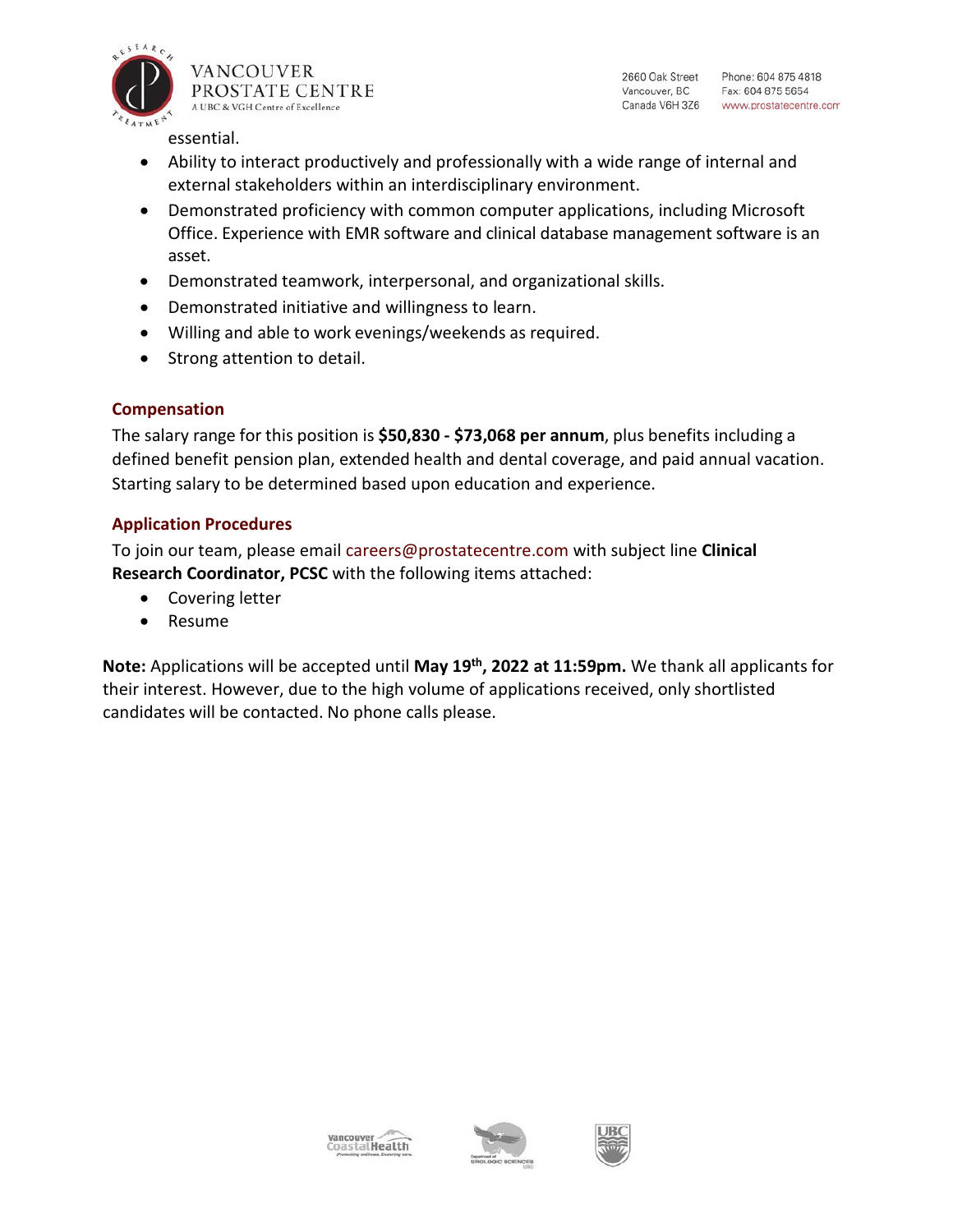essential.

- Ability to interact productively and professionally with a wide range of internal and external stakeholders within an interdisciplinary environment.
- Demonstrated proficiency with common computer applications, including Microsoft Office. Experience with EMR software and clinical database management software is an asset.
- Demonstrated teamwork, interpersonal, and organizational skills.
- Demonstrated initiative and willingness to learn.
- Willing and able to work evenings/weekends as required.
- Strong attention to detail.

## Compensation

The salary range for this position is **$50,830 - $73,068 per annum**, plus benefits including a defined benefit pension plan, extended health and dental coverage, and paid annual vacation. Starting salary to be determined based upon education and experience.

## Application Procedures

To join our team, please email careers@prostatecentre.com with subject line **Clinical Research Coordinator, PCSC** with the following items attached:

- Covering letter
- Resume

**Note:** Applications will be accepted until **May 19th, 2022 at 11:59pm.** We thank all applicants for their interest. However, due to the high volume of applications received, only shortlisted candidates will be contacted. No phone calls please.